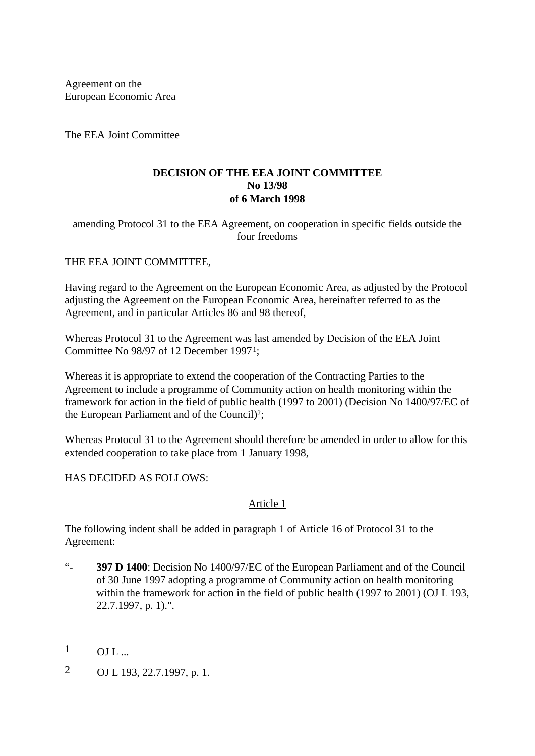Agreement on the
European Economic Area

The EEA Joint Committee

**DECISION OF THE EEA JOINT COMMITTEE**
**No 13/98**
**of 6 March 1998**

amending Protocol 31 to the EEA Agreement, on cooperation in specific fields outside the four freedoms

THE EEA JOINT COMMITTEE,

Having regard to the Agreement on the European Economic Area, as adjusted by the Protocol adjusting the Agreement on the European Economic Area, hereinafter referred to as the Agreement, and in particular Articles 86 and 98 thereof,

Whereas Protocol 31 to the Agreement was last amended by Decision of the EEA Joint Committee No 98/97 of 12 December 1997[1];

Whereas it is appropriate to extend the cooperation of the Contracting Parties to the Agreement to include a programme of Community action on health monitoring within the framework for action in the field of public health (1997 to 2001) (Decision No 1400/97/EC of the European Parliament and of the Council)[2];

Whereas Protocol 31 to the Agreement should therefore be amended in order to allow for this extended cooperation to take place from 1 January 1998,

HAS DECIDED AS FOLLOWS:

Article 1

The following indent shall be added in paragraph 1 of Article 16 of Protocol 31 to the Agreement:

"- **397 D 1400**: Decision No 1400/97/EC of the European Parliament and of the Council of 30 June 1997 adopting a programme of Community action on health monitoring within the framework for action in the field of public health (1997 to 2001) (OJ L 193, 22.7.1997, p. 1).".

---

1 OJ L ...

2 OJ L 193, 22.7.1997, p. 1.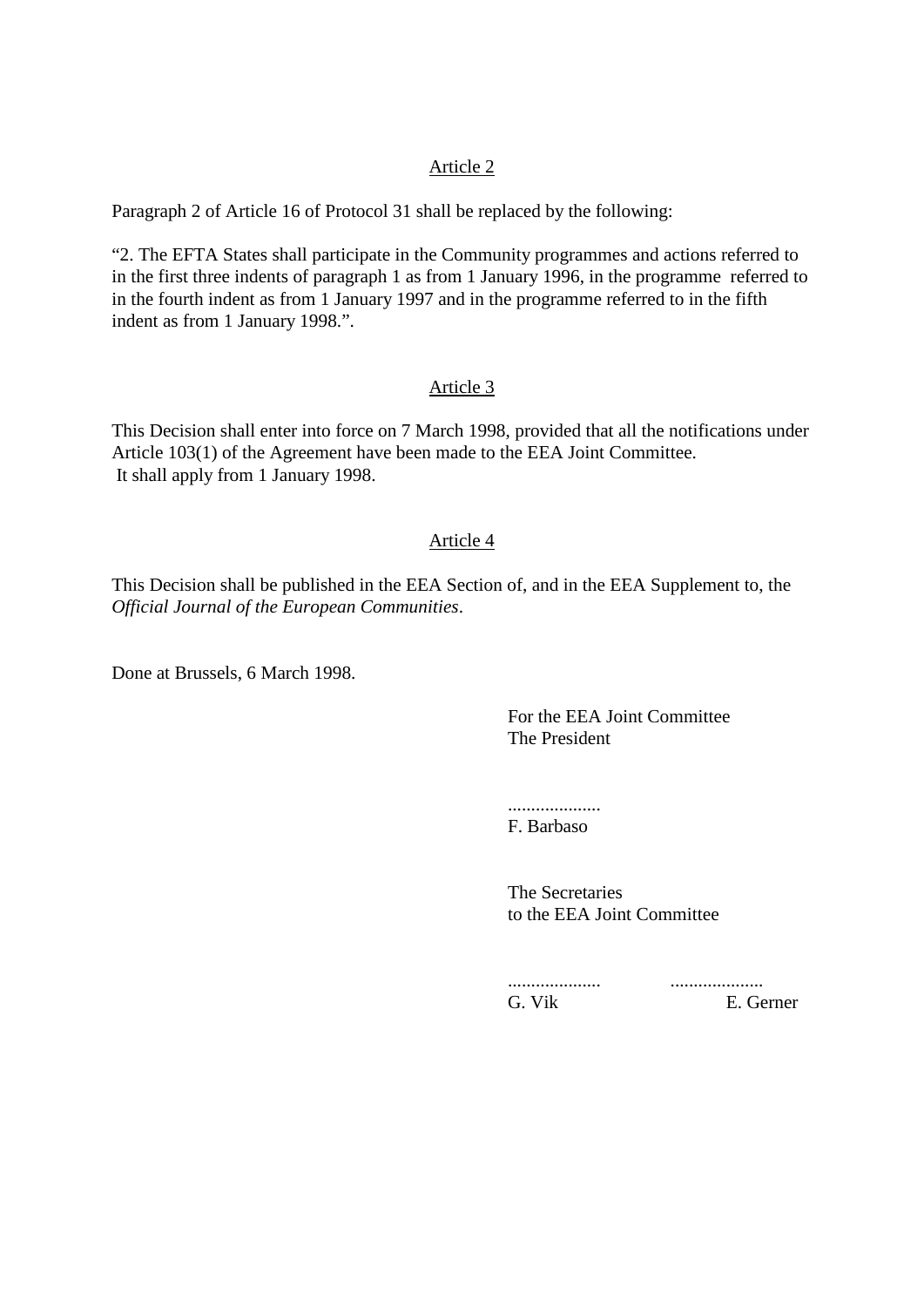Article 2

Paragraph 2 of Article 16 of Protocol 31 shall be replaced by the following:

“2. The EFTA States shall participate in the Community programmes and actions referred to in the first three indents of paragraph 1 as from 1 January 1996, in the programme referred to in the fourth indent as from 1 January 1997 and in the programme referred to in the fifth indent as from 1 January 1998.”.

Article 3

This Decision shall enter into force on 7 March 1998, provided that all the notifications under Article 103(1) of the Agreement have been made to the EEA Joint Committee.
It shall apply from 1 January 1998.

Article 4

This Decision shall be published in the EEA Section of, and in the EEA Supplement to, the *Official Journal of the European Communities*.

Done at Brussels, 6 March 1998.

For the EEA Joint Committee
The President

....................
F. Barbaso

The Secretaries
to the EEA Joint Committee

.................... ....................
G. Vik E. Gerner